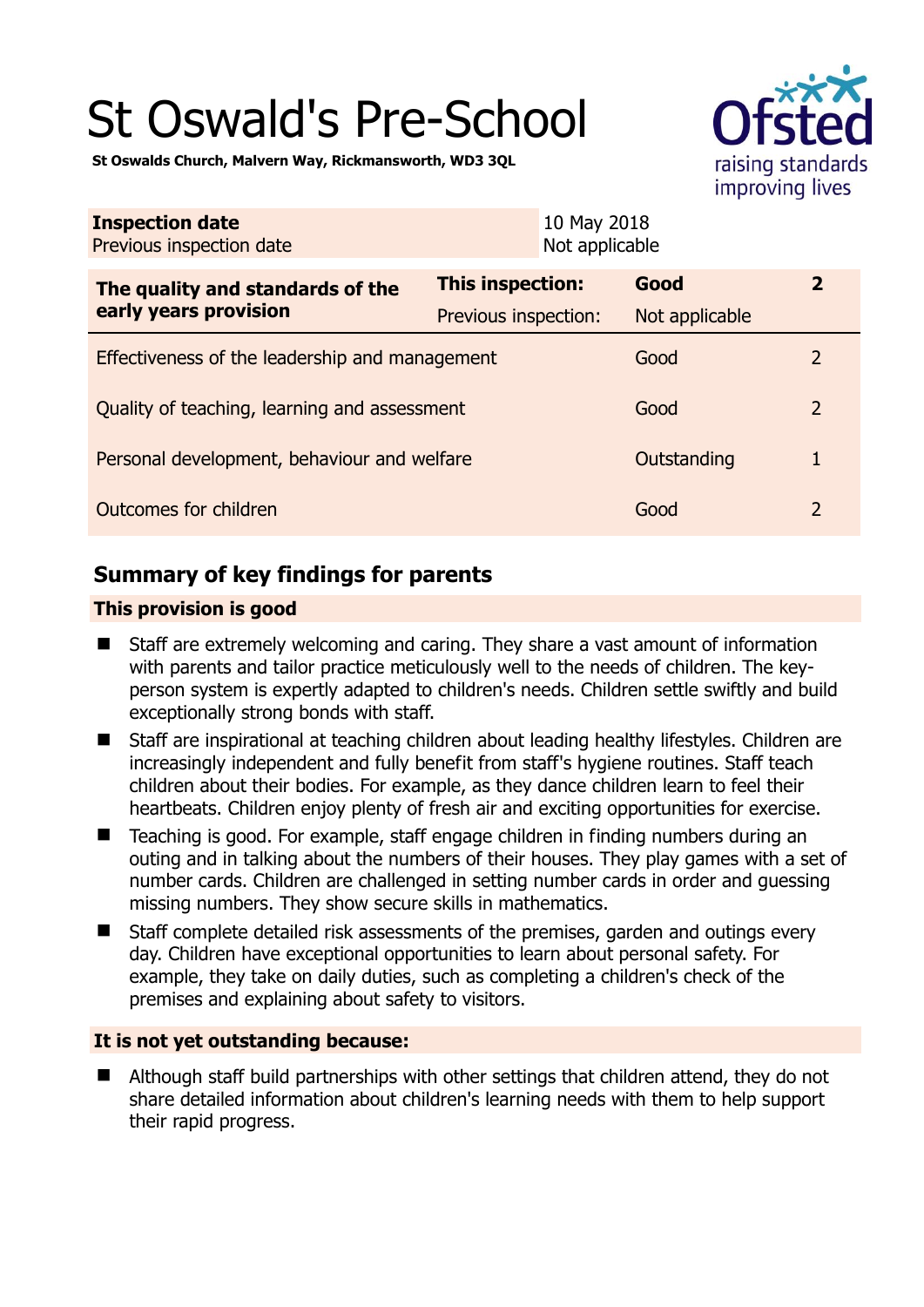# St Oswald's Pre-School

**St Oswalds Church, Malvern Way, Rickmansworth, WD3 3QL**

| **Inspection date** | 10 May 2018 |
|---|---|
| Previous inspection date | Not applicable |

| **The quality and standards of the early years provision** | **This inspection:** | **Good** | **2** |
|---|---|---|---|
| | Previous inspection: | Not applicable | |
| Effectiveness of the leadership and management | | Good | 2 |
| Quality of teaching, learning and assessment | | Good | 2 |
| Personal development, behaviour and welfare | | Outstanding | 1 |
| Outcomes for children | | Good | 2 |

## Summary of key findings for parents

### This provision is good

- Staff are extremely welcoming and caring. They share a vast amount of information with parents and tailor practice meticulously well to the needs of children. The key-person system is expertly adapted to children's needs. Children settle swiftly and build exceptionally strong bonds with staff.
- Staff are inspirational at teaching children about leading healthy lifestyles. Children are increasingly independent and fully benefit from staff's hygiene routines. Staff teach children about their bodies. For example, as they dance children learn to feel their heartbeats. Children enjoy plenty of fresh air and exciting opportunities for exercise.
- Teaching is good. For example, staff engage children in finding numbers during an outing and in talking about the numbers of their houses. They play games with a set of number cards. Children are challenged in setting number cards in order and guessing missing numbers. They show secure skills in mathematics.
- Staff complete detailed risk assessments of the premises, garden and outings every day. Children have exceptional opportunities to learn about personal safety. For example, they take on daily duties, such as completing a children's check of the premises and explaining about safety to visitors.

### It is not yet outstanding because:

- Although staff build partnerships with other settings that children attend, they do not share detailed information about children's learning needs with them to help support their rapid progress.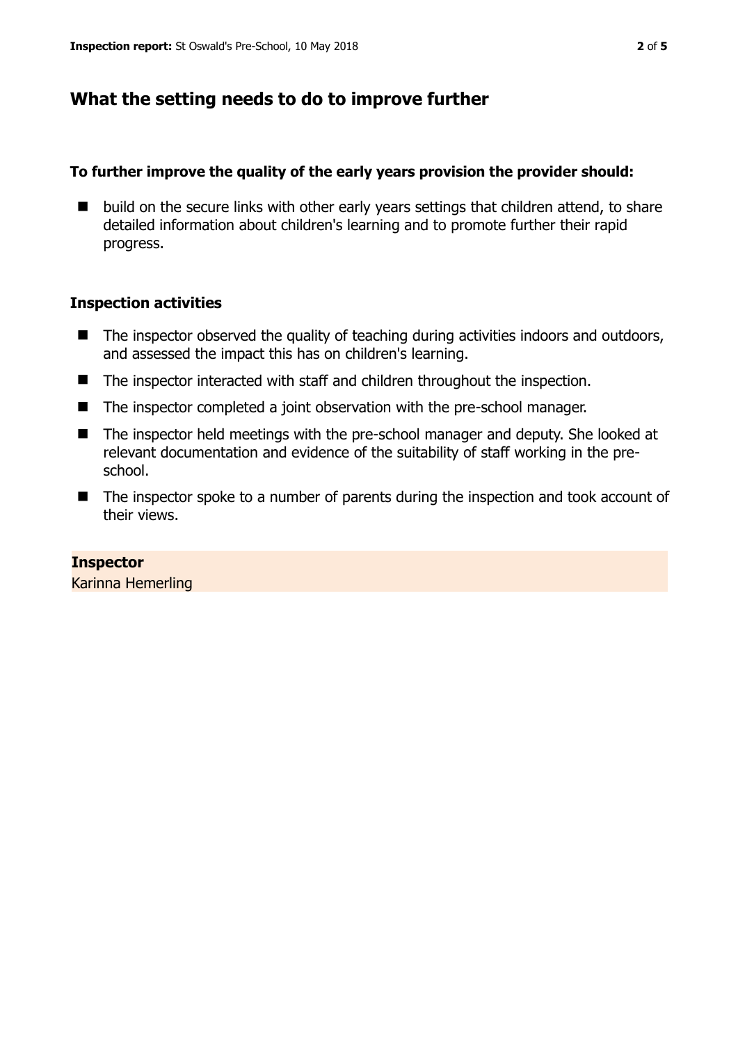## What the setting needs to do to improve further

### To further improve the quality of the early years provision the provider should:

- build on the secure links with other early years settings that children attend, to share detailed information about children's learning and to promote further their rapid progress.

### Inspection activities

- The inspector observed the quality of teaching during activities indoors and outdoors, and assessed the impact this has on children's learning.
- The inspector interacted with staff and children throughout the inspection.
- The inspector completed a joint observation with the pre-school manager.
- The inspector held meetings with the pre-school manager and deputy. She looked at relevant documentation and evidence of the suitability of staff working in the pre-school.
- The inspector spoke to a number of parents during the inspection and took account of their views.

**Inspector**
Karinna Hemerling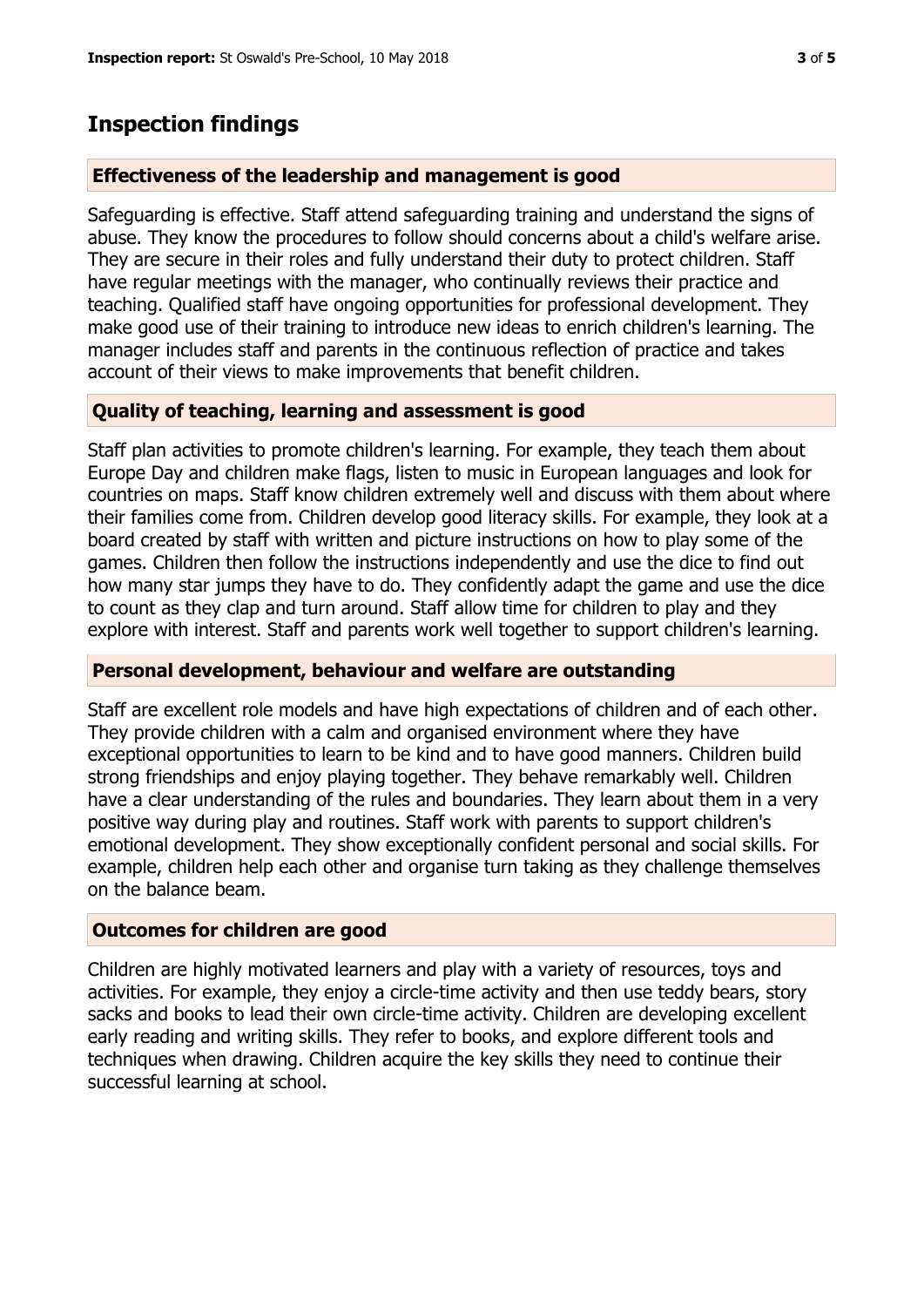## Inspection findings

### Effectiveness of the leadership and management is good

Safeguarding is effective. Staff attend safeguarding training and understand the signs of abuse. They know the procedures to follow should concerns about a child's welfare arise. They are secure in their roles and fully understand their duty to protect children. Staff have regular meetings with the manager, who continually reviews their practice and teaching. Qualified staff have ongoing opportunities for professional development. They make good use of their training to introduce new ideas to enrich children's learning. The manager includes staff and parents in the continuous reflection of practice and takes account of their views to make improvements that benefit children.

### Quality of teaching, learning and assessment is good

Staff plan activities to promote children's learning. For example, they teach them about Europe Day and children make flags, listen to music in European languages and look for countries on maps. Staff know children extremely well and discuss with them about where their families come from. Children develop good literacy skills. For example, they look at a board created by staff with written and picture instructions on how to play some of the games. Children then follow the instructions independently and use the dice to find out how many star jumps they have to do. They confidently adapt the game and use the dice to count as they clap and turn around. Staff allow time for children to play and they explore with interest. Staff and parents work well together to support children's learning.

### Personal development, behaviour and welfare are outstanding

Staff are excellent role models and have high expectations of children and of each other. They provide children with a calm and organised environment where they have exceptional opportunities to learn to be kind and to have good manners. Children build strong friendships and enjoy playing together. They behave remarkably well. Children have a clear understanding of the rules and boundaries. They learn about them in a very positive way during play and routines. Staff work with parents to support children's emotional development. They show exceptionally confident personal and social skills. For example, children help each other and organise turn taking as they challenge themselves on the balance beam.

### Outcomes for children are good

Children are highly motivated learners and play with a variety of resources, toys and activities. For example, they enjoy a circle-time activity and then use teddy bears, story sacks and books to lead their own circle-time activity. Children are developing excellent early reading and writing skills. They refer to books, and explore different tools and techniques when drawing. Children acquire the key skills they need to continue their successful learning at school.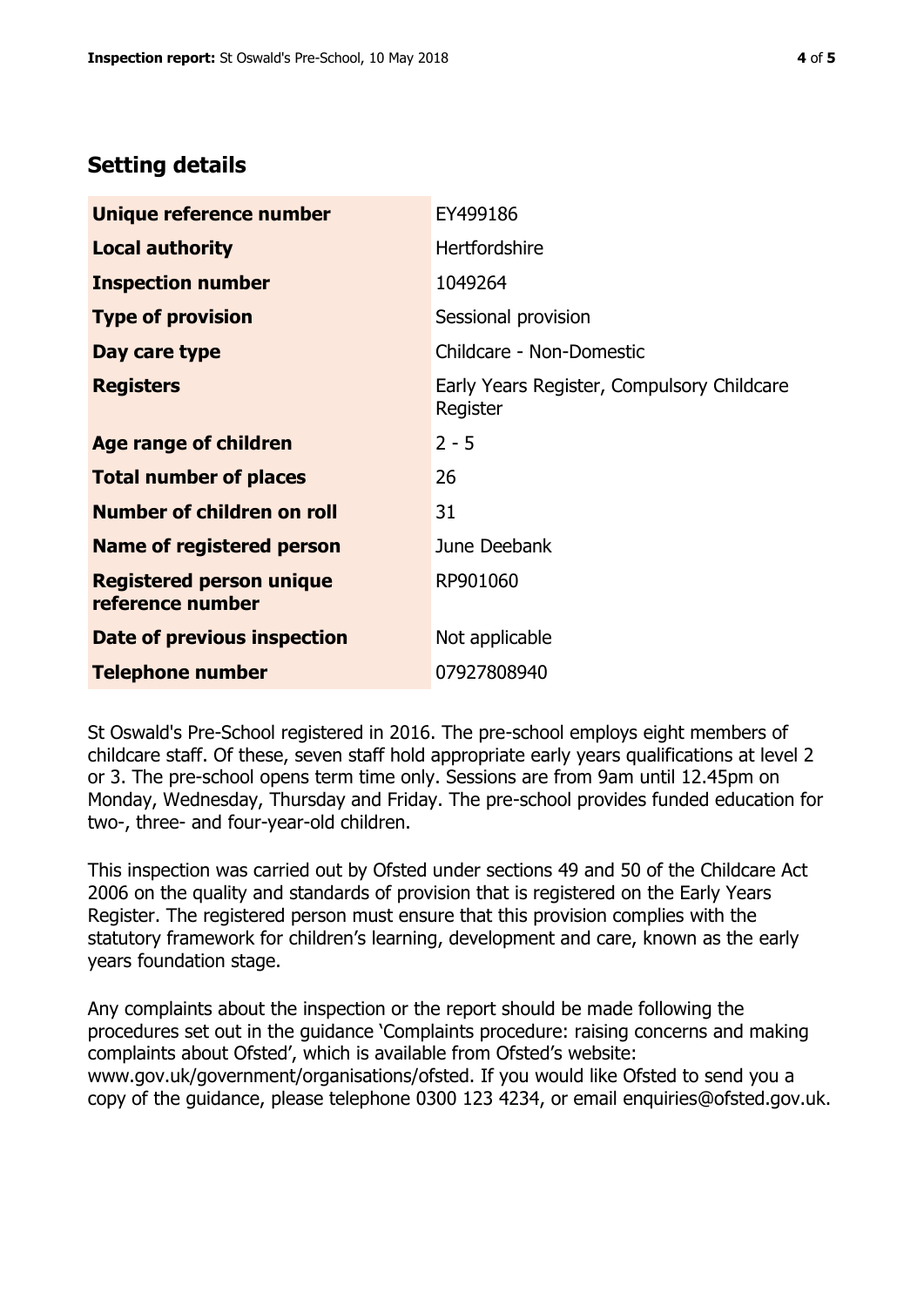## Setting details

| | |
|---|---|
| **Unique reference number** | EY499186 |
| **Local authority** | Hertfordshire |
| **Inspection number** | 1049264 |
| **Type of provision** | Sessional provision |
| **Day care type** | Childcare - Non-Domestic |
| **Registers** | Early Years Register, Compulsory Childcare Register |
| **Age range of children** | 2 - 5 |
| **Total number of places** | 26 |
| **Number of children on roll** | 31 |
| **Name of registered person** | June Deebank |
| **Registered person unique reference number** | RP901060 |
| **Date of previous inspection** | Not applicable |
| **Telephone number** | 07927808940 |

St Oswald's Pre-School registered in 2016. The pre-school employs eight members of childcare staff. Of these, seven staff hold appropriate early years qualifications at level 2 or 3. The pre-school opens term time only. Sessions are from 9am until 12.45pm on Monday, Wednesday, Thursday and Friday. The pre-school provides funded education for two-, three- and four-year-old children.

This inspection was carried out by Ofsted under sections 49 and 50 of the Childcare Act 2006 on the quality and standards of provision that is registered on the Early Years Register. The registered person must ensure that this provision complies with the statutory framework for children's learning, development and care, known as the early years foundation stage.

Any complaints about the inspection or the report should be made following the procedures set out in the guidance 'Complaints procedure: raising concerns and making complaints about Ofsted', which is available from Ofsted's website: www.gov.uk/government/organisations/ofsted. If you would like Ofsted to send you a copy of the guidance, please telephone 0300 123 4234, or email enquiries@ofsted.gov.uk.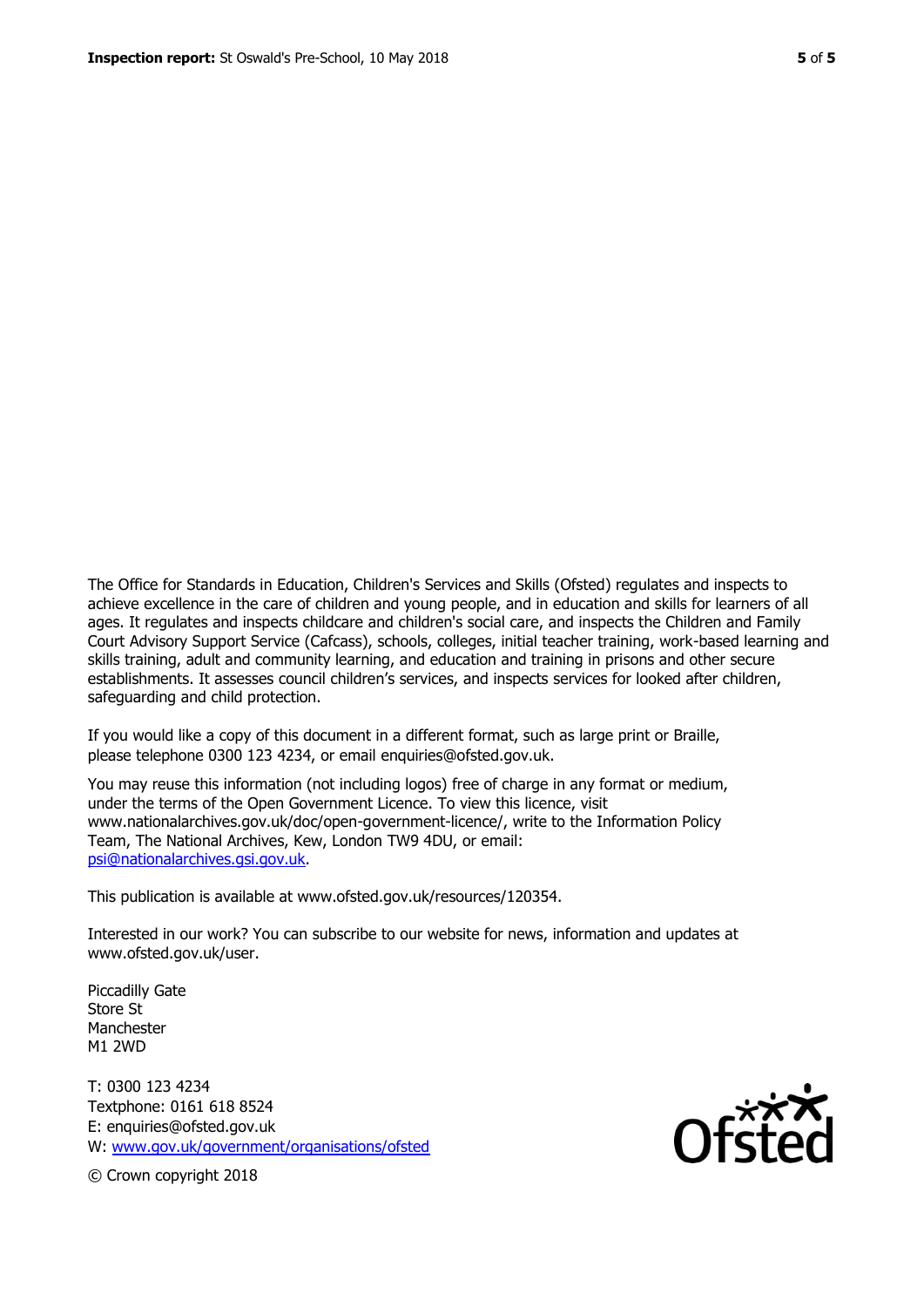The Office for Standards in Education, Children's Services and Skills (Ofsted) regulates and inspects to achieve excellence in the care of children and young people, and in education and skills for learners of all ages. It regulates and inspects childcare and children's social care, and inspects the Children and Family Court Advisory Support Service (Cafcass), schools, colleges, initial teacher training, work-based learning and skills training, adult and community learning, and education and training in prisons and other secure establishments. It assesses council children's services, and inspects services for looked after children, safeguarding and child protection.

If you would like a copy of this document in a different format, such as large print or Braille, please telephone 0300 123 4234, or email enquiries@ofsted.gov.uk.

You may reuse this information (not including logos) free of charge in any format or medium, under the terms of the Open Government Licence. To view this licence, visit www.nationalarchives.gov.uk/doc/open-government-licence/, write to the Information Policy Team, The National Archives, Kew, London TW9 4DU, or email: psi@nationalarchives.gsi.gov.uk.

This publication is available at www.ofsted.gov.uk/resources/120354.

Interested in our work? You can subscribe to our website for news, information and updates at www.ofsted.gov.uk/user.

Piccadilly Gate
Store St
Manchester
M1 2WD

T: 0300 123 4234
Textphone: 0161 618 8524
E: enquiries@ofsted.gov.uk
W: www.gov.uk/government/organisations/ofsted

© Crown copyright 2018